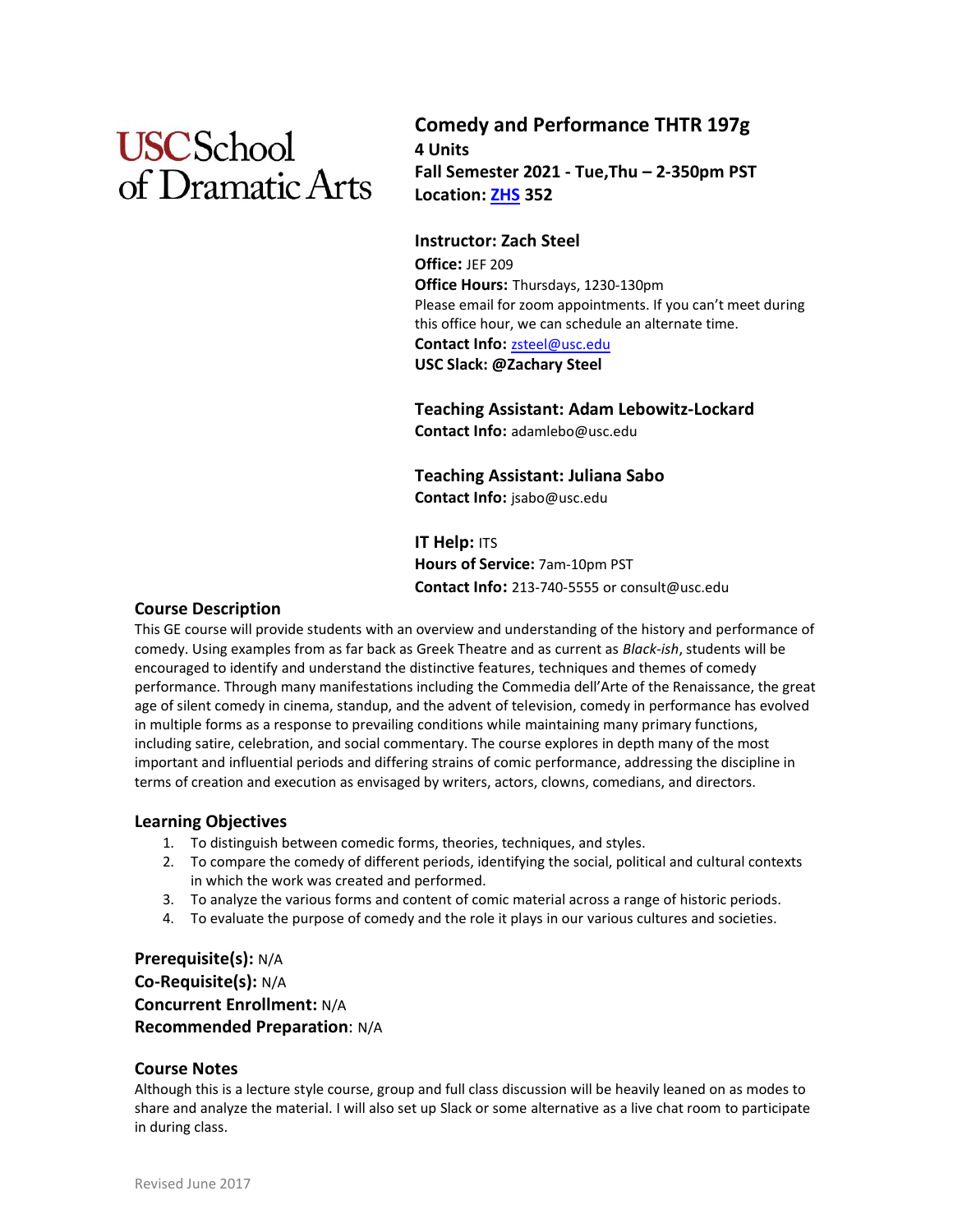USC School of Dramatic Arts

# Comedy and Performance THTR 197g

**4 Units**
**Fall Semester 2021 - Tue,Thu – 2-350pm PST**
**Location: ZHS 352**

**Instructor: Zach Steel**
**Office:** JEF 209
**Office Hours:** Thursdays, 1230-130pm
Please email for zoom appointments. If you can't meet during this office hour, we can schedule an alternate time.
**Contact Info:** zsteel@usc.edu
**USC Slack: @Zachary Steel**

**Teaching Assistant: Adam Lebowitz-Lockard**
**Contact Info:** adamlebo@usc.edu

**Teaching Assistant: Juliana Sabo**
**Contact Info:** jsabo@usc.edu

**IT Help:** ITS
**Hours of Service:** 7am-10pm PST
**Contact Info:** 213-740-5555 or consult@usc.edu

## Course Description

This GE course will provide students with an overview and understanding of the history and performance of comedy. Using examples from as far back as Greek Theatre and as current as *Black-ish*, students will be encouraged to identify and understand the distinctive features, techniques and themes of comedy performance. Through many manifestations including the Commedia dell'Arte of the Renaissance, the great age of silent comedy in cinema, standup, and the advent of television, comedy in performance has evolved in multiple forms as a response to prevailing conditions while maintaining many primary functions, including satire, celebration, and social commentary. The course explores in depth many of the most important and influential periods and differing strains of comic performance, addressing the discipline in terms of creation and execution as envisaged by writers, actors, clowns, comedians, and directors.

## Learning Objectives

1. To distinguish between comedic forms, theories, techniques, and styles.
2. To compare the comedy of different periods, identifying the social, political and cultural contexts in which the work was created and performed.
3. To analyze the various forms and content of comic material across a range of historic periods.
4. To evaluate the purpose of comedy and the role it plays in our various cultures and societies.

**Prerequisite(s):** N/A
**Co-Requisite(s):** N/A
**Concurrent Enrollment:** N/A
**Recommended Preparation**: N/A

## Course Notes

Although this is a lecture style course, group and full class discussion will be heavily leaned on as modes to share and analyze the material. I will also set up Slack or some alternative as a live chat room to participate in during class.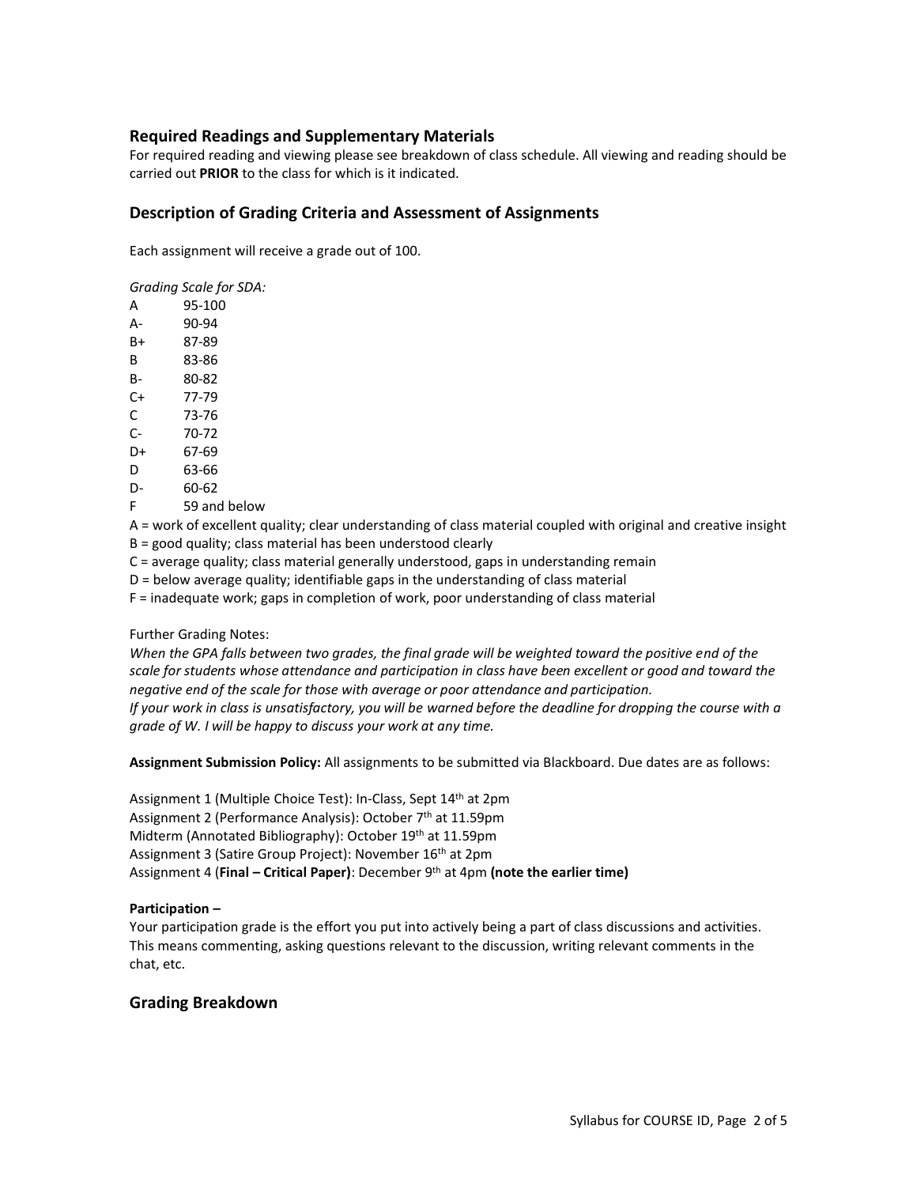## Required Readings and Supplementary Materials

For required reading and viewing please see breakdown of class schedule. All viewing and reading should be carried out **PRIOR** to the class for which is it indicated.

## Description of Grading Criteria and Assessment of Assignments

Each assignment will receive a grade out of 100.

*Grading Scale for SDA:*

| | |
|---|---|
| A | 95-100 |
| A- | 90-94 |
| B+ | 87-89 |
| B | 83-86 |
| B- | 80-82 |
| C+ | 77-79 |
| C | 73-76 |
| C- | 70-72 |
| D+ | 67-69 |
| D | 63-66 |
| D- | 60-62 |
| F | 59 and below |

A = work of excellent quality; clear understanding of class material coupled with original and creative insight
B = good quality; class material has been understood clearly
C = average quality; class material generally understood, gaps in understanding remain
D = below average quality; identifiable gaps in the understanding of class material
F = inadequate work; gaps in completion of work, poor understanding of class material

Further Grading Notes:
*When the GPA falls between two grades, the final grade will be weighted toward the positive end of the scale for students whose attendance and participation in class have been excellent or good and toward the negative end of the scale for those with average or poor attendance and participation.*
*If your work in class is unsatisfactory, you will be warned before the deadline for dropping the course with a grade of W. I will be happy to discuss your work at any time.*

**Assignment Submission Policy:** All assignments to be submitted via Blackboard. Due dates are as follows:

Assignment 1 (Multiple Choice Test): In-Class, Sept 14th at 2pm
Assignment 2 (Performance Analysis): October 7th at 11.59pm
Midterm (Annotated Bibliography): October 19th at 11.59pm
Assignment 3 (Satire Group Project): November 16th at 2pm
Assignment 4 (**Final – Critical Paper)**: December 9th at 4pm **(note the earlier time)**

**Participation –**
Your participation grade is the effort you put into actively being a part of class discussions and activities. This means commenting, asking questions relevant to the discussion, writing relevant comments in the chat, etc.

## Grading Breakdown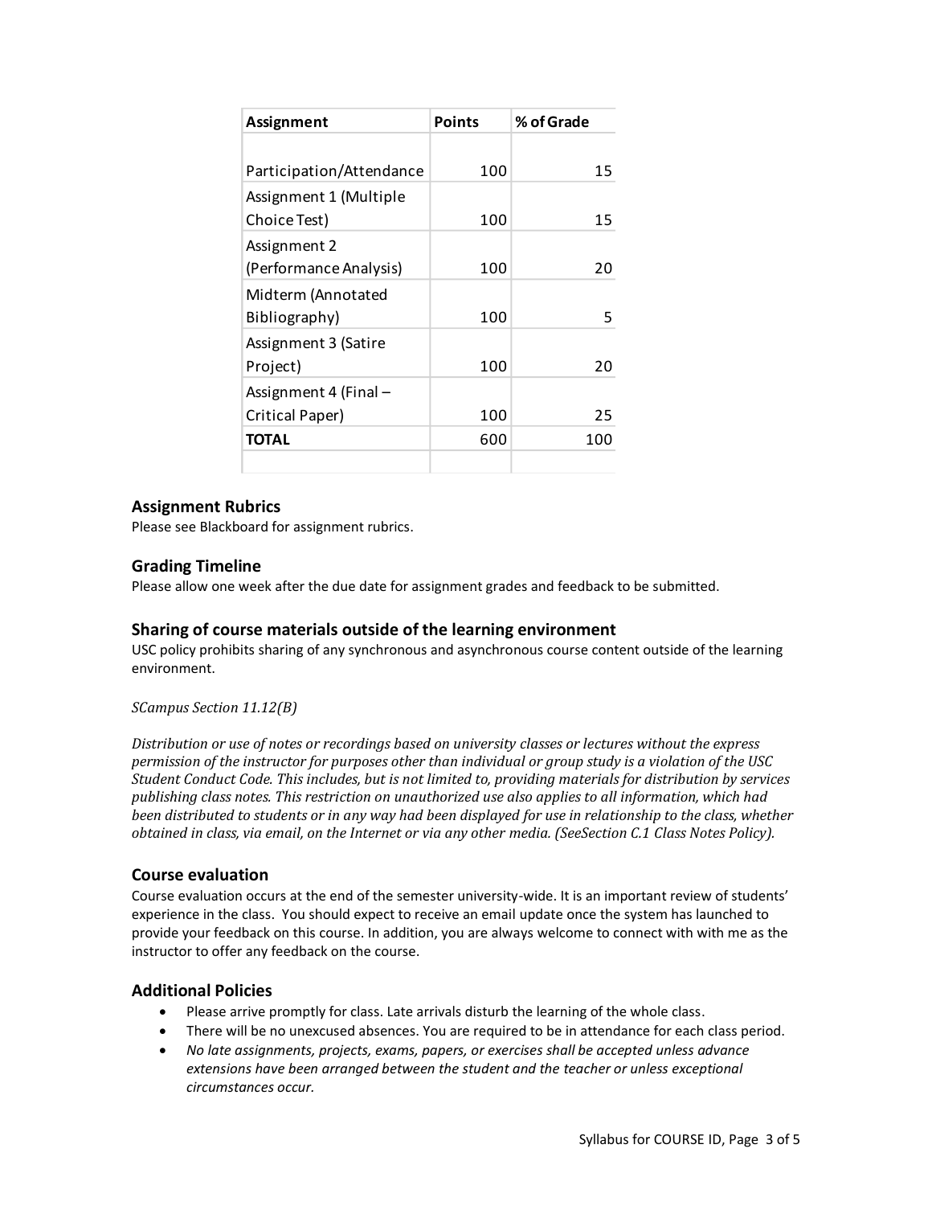| Assignment | Points | % of Grade |
|---|---|---|
| | | |
| Participation/Attendance | 100 | 15 |
| Assignment 1 (Multiple Choice Test) | 100 | 15 |
| Assignment 2 (Performance Analysis) | 100 | 20 |
| Midterm (Annotated Bibliography) | 100 | 5 |
| Assignment 3 (Satire Project) | 100 | 20 |
| Assignment 4 (Final – Critical Paper) | 100 | 25 |
| **TOTAL** | 600 | 100 |
| | | |

### Assignment Rubrics

Please see Blackboard for assignment rubrics.

### Grading Timeline

Please allow one week after the due date for assignment grades and feedback to be submitted.

### Sharing of course materials outside of the learning environment

USC policy prohibits sharing of any synchronous and asynchronous course content outside of the learning environment.

*SCampus Section 11.12(B)*

*Distribution or use of notes or recordings based on university classes or lectures without the express permission of the instructor for purposes other than individual or group study is a violation of the USC Student Conduct Code. This includes, but is not limited to, providing materials for distribution by services publishing class notes. This restriction on unauthorized use also applies to all information, which had been distributed to students or in any way had been displayed for use in relationship to the class, whether obtained in class, via email, on the Internet or via any other media. (SeeSection C.1 Class Notes Policy).*

### Course evaluation

Course evaluation occurs at the end of the semester university-wide. It is an important review of students' experience in the class. You should expect to receive an email update once the system has launched to provide your feedback on this course. In addition, you are always welcome to connect with with me as the instructor to offer any feedback on the course.

### Additional Policies

- Please arrive promptly for class. Late arrivals disturb the learning of the whole class.
- There will be no unexcused absences. You are required to be in attendance for each class period.
- *No late assignments, projects, exams, papers, or exercises shall be accepted unless advance extensions have been arranged between the student and the teacher or unless exceptional circumstances occur.*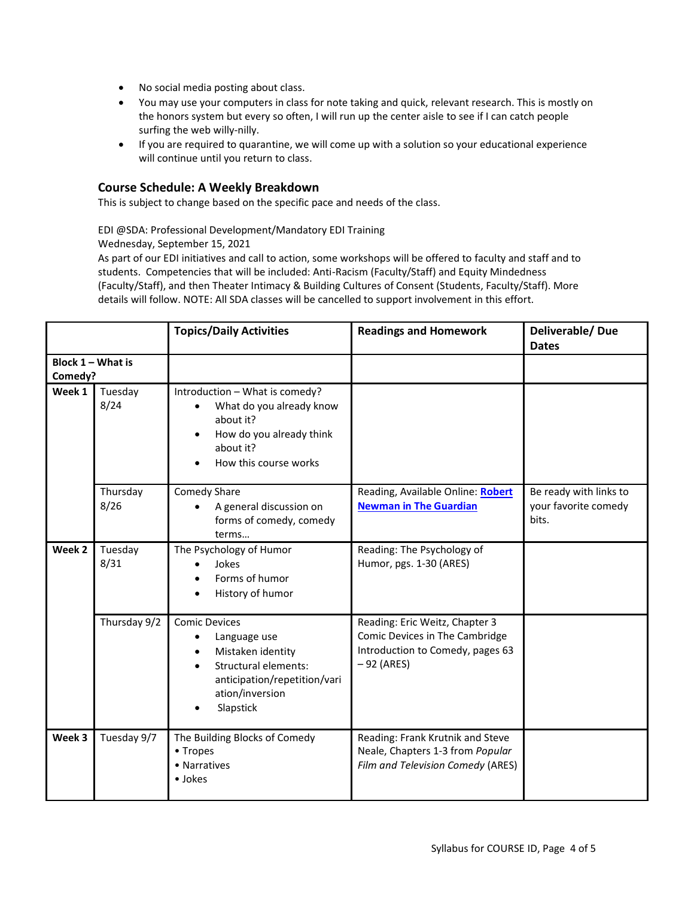- No social media posting about class.
- You may use your computers in class for note taking and quick, relevant research. This is mostly on the honors system but every so often, I will run up the center aisle to see if I can catch people surfing the web willy-nilly.
- If you are required to quarantine, we will come up with a solution so your educational experience will continue until you return to class.

### Course Schedule: A Weekly Breakdown

This is subject to change based on the specific pace and needs of the class.

EDI @SDA: Professional Development/Mandatory EDI Training
Wednesday, September 15, 2021
As part of our EDI initiatives and call to action, some workshops will be offered to faculty and staff and to students. Competencies that will be included: Anti-Racism (Faculty/Staff) and Equity Mindedness (Faculty/Staff), and then Theater Intimacy & Building Cultures of Consent (Students, Faculty/Staff). More details will follow. NOTE: All SDA classes will be cancelled to support involvement in this effort.

| | | Topics/Daily Activities | Readings and Homework | Deliverable/ Due Dates |
|---|---|---|---|---|
| **Block 1 – What is Comedy?** | | | | |
| **Week 1** | Tuesday 8/24 | Introduction – What is comedy?<br>• What do you already know about it?<br>• How do you already think about it?<br>• How this course works | | |
| | Thursday 8/26 | Comedy Share<br>• A general discussion on forms of comedy, comedy terms… | Reading, Available Online: **Robert Newman in The Guardian** | Be ready with links to your favorite comedy bits. |
| **Week 2** | Tuesday 8/31 | The Psychology of Humor<br>• Jokes<br>• Forms of humor<br>• History of humor | Reading: The Psychology of Humor, pgs. 1-30 (ARES) | |
| | Thursday 9/2 | Comic Devices<br>• Language use<br>• Mistaken identity<br>• Structural elements: anticipation/repetition/variation/inversion<br>• Slapstick | Reading: Eric Weitz, Chapter 3 Comic Devices in The Cambridge Introduction to Comedy, pages 63 – 92 (ARES) | |
| **Week 3** | Tuesday 9/7 | The Building Blocks of Comedy<br>• Tropes<br>• Narratives<br>• Jokes | Reading: Frank Krutnik and Steve Neale, Chapters 1-3 from *Popular Film and Television Comedy* (ARES) | |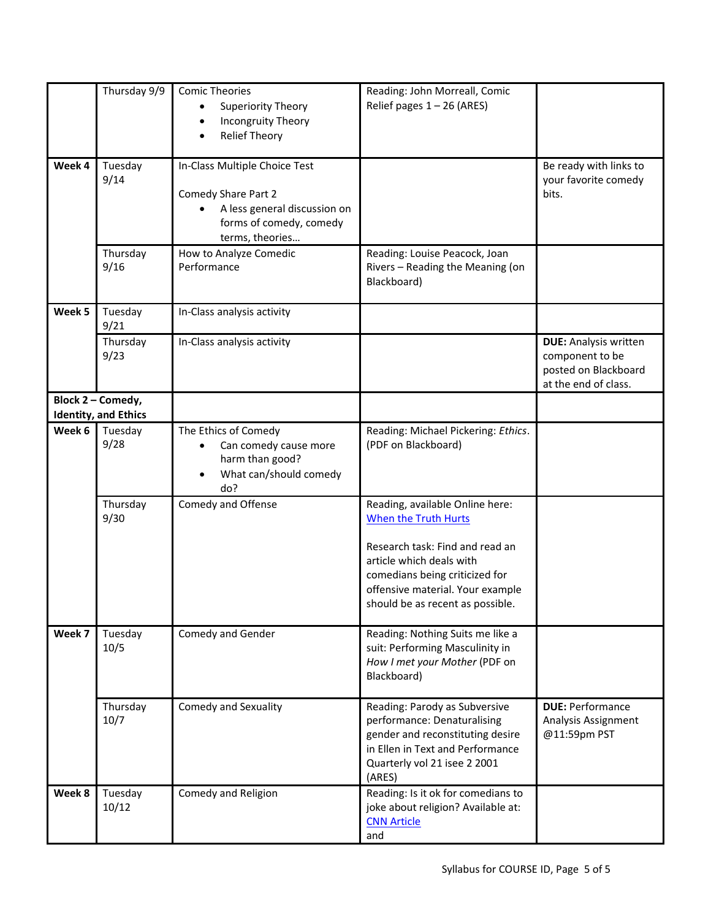| | | | | |
|---|---|---|---|---|
| | Thursday 9/9 | Comic Theories<br>• Superiority Theory<br>• Incongruity Theory<br>• Relief Theory | Reading: John Morreall, Comic Relief pages 1 – 26 (ARES) | |
| **Week 4** | Tuesday 9/14 | In-Class Multiple Choice Test<br><br>Comedy Share Part 2<br>• A less general discussion on forms of comedy, comedy terms, theories… | | Be ready with links to your favorite comedy bits. |
| | Thursday 9/16 | How to Analyze Comedic Performance | Reading: Louise Peacock, Joan Rivers – Reading the Meaning (on Blackboard) | |
| **Week 5** | Tuesday 9/21 | In-Class analysis activity | | |
| | Thursday 9/23 | In-Class analysis activity | | **DUE:** Analysis written component to be posted on Blackboard at the end of class. |
| **Block 2 – Comedy, Identity, and Ethics** | | | | |
| **Week 6** | Tuesday 9/28 | The Ethics of Comedy<br>• Can comedy cause more harm than good?<br>• What can/should comedy do? | Reading: Michael Pickering: *Ethics*. (PDF on Blackboard) | |
| | Thursday 9/30 | Comedy and Offense | Reading, available Online here: When the Truth Hurts<br><br>Research task: Find and read an article which deals with comedians being criticized for offensive material. Your example should be as recent as possible. | |
| **Week 7** | Tuesday 10/5 | Comedy and Gender | Reading: Nothing Suits me like a suit: Performing Masculinity in *How I met your Mother* (PDF on Blackboard) | |
| | Thursday 10/7 | Comedy and Sexuality | Reading: Parody as Subversive performance: Denaturalising gender and reconstituting desire in Ellen in Text and Performance Quarterly vol 21 isee 2 2001 (ARES) | **DUE:** Performance Analysis Assignment @11:59pm PST |
| **Week 8** | Tuesday 10/12 | Comedy and Religion | Reading: Is it ok for comedians to joke about religion? Available at: CNN Article<br>and | |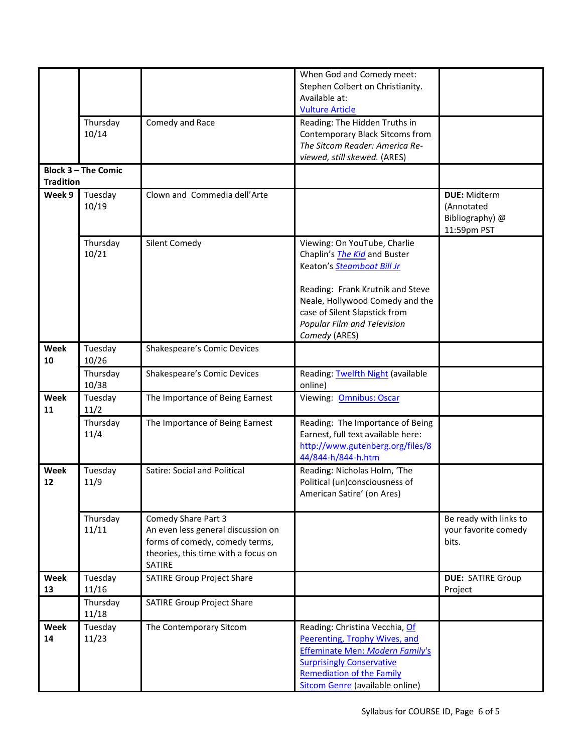| | | | | |
|---|---|---|---|---|
| | | | When God and Comedy meet: Stephen Colbert on Christianity. Available at: [Vulture Article]() | |
| | Thursday 10/14 | Comedy and Race | Reading: The Hidden Truths in Contemporary Black Sitcoms from *The Sitcom Reader: America Re-viewed, still skewed.* (ARES) | |
| **Block 3 – The Comic Tradition** | | | | |
| **Week 9** | Tuesday 10/19 | Clown and Commedia dell'Arte | | **DUE:** Midterm (Annotated Bibliography) @ 11:59pm PST |
| | Thursday 10/21 | Silent Comedy | Viewing: On YouTube, Charlie Chaplin's [*The Kid*]() and Buster Keaton's [*Steamboat Bill Jr*]()<br><br>Reading: Frank Krutnik and Steve Neale, Hollywood Comedy and the case of Silent Slapstick from *Popular Film and Television Comedy* (ARES) | |
| **Week 10** | Tuesday 10/26 | Shakespeare's Comic Devices | | |
| | Thursday 10/38 | Shakespeare's Comic Devices | Reading: [Twelfth Night]() (available online) | |
| **Week 11** | Tuesday 11/2 | The Importance of Being Earnest | Viewing: [Omnibus: Oscar]() | |
| | Thursday 11/4 | The Importance of Being Earnest | Reading: The Importance of Being Earnest, full text available here: http://www.gutenberg.org/files/844/844-h/844-h.htm | |
| **Week 12** | Tuesday 11/9 | Satire: Social and Political | Reading: Nicholas Holm, 'The Political (un)consciousness of American Satire' (on Ares) | |
| | Thursday 11/11 | Comedy Share Part 3<br>An even less general discussion on forms of comedy, comedy terms, theories, this time with a focus on SATIRE | | Be ready with links to your favorite comedy bits. |
| **Week 13** | Tuesday 11/16 | SATIRE Group Project Share | | **DUE:** SATIRE Group Project |
| | Thursday 11/18 | SATIRE Group Project Share | | |
| **Week 14** | Tuesday 11/23 | The Contemporary Sitcom | Reading: Christina Vecchia, [Of Peerenting, Trophy Wives, and Effeminate Men: *Modern Family*'s Surprisingly Conservative Remediation of the Family Sitcom Genre]() (available online) | |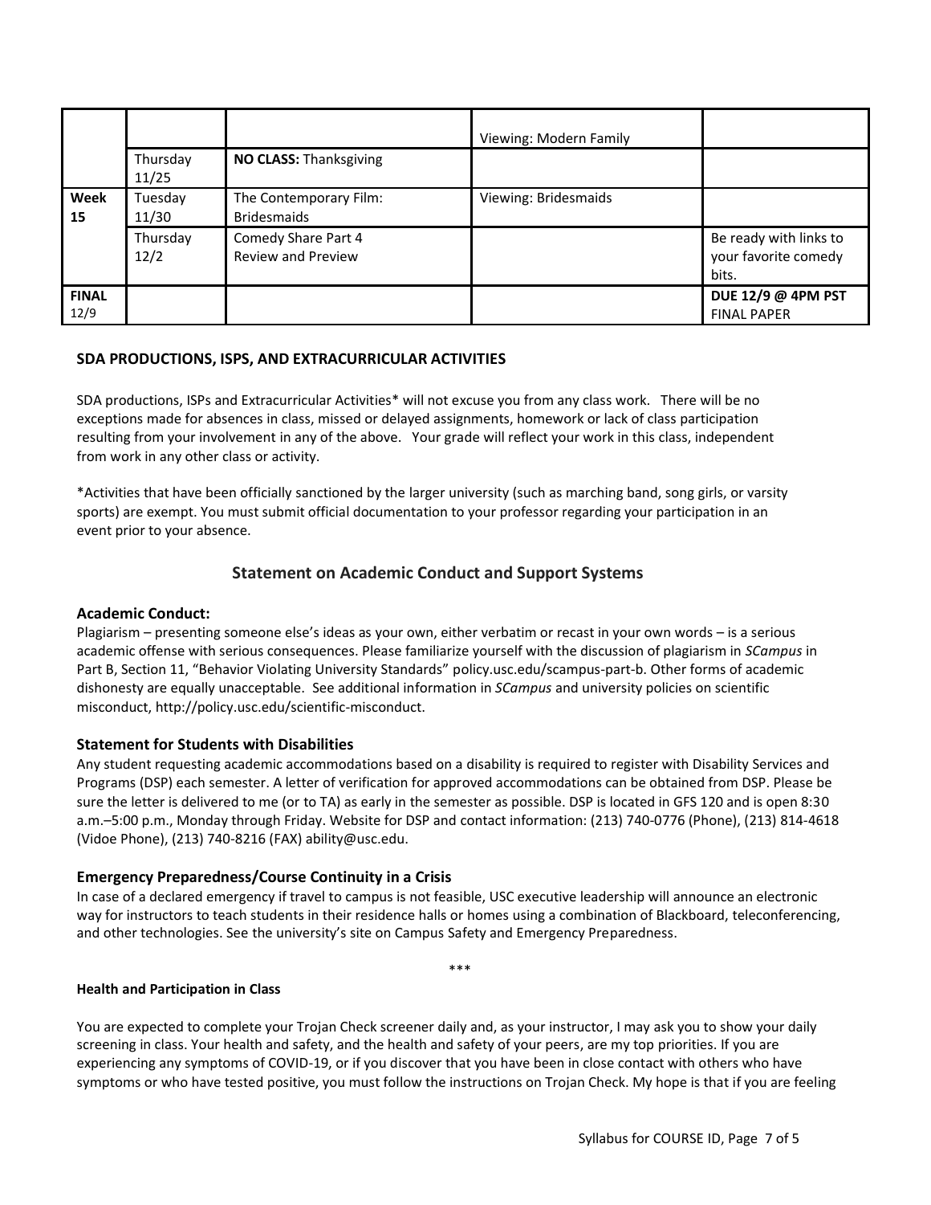| | | | | |
|---|---|---|---|---|
| | | | Viewing: Modern Family | |
| | Thursday 11/25 | **NO CLASS:** Thanksgiving | | |
| **Week 15** | Tuesday 11/30 | The Contemporary Film: Bridesmaids | Viewing: Bridesmaids | |
| | Thursday 12/2 | Comedy Share Part 4 Review and Preview | | Be ready with links to your favorite comedy bits. |
| **FINAL** 12/9 | | | | **DUE 12/9 @ 4PM PST** FINAL PAPER |

### SDA PRODUCTIONS, ISPS, AND EXTRACURRICULAR ACTIVITIES

SDA productions, ISPs and Extracurricular Activities* will not excuse you from any class work. There will be no exceptions made for absences in class, missed or delayed assignments, homework or lack of class participation resulting from your involvement in any of the above. Your grade will reflect your work in this class, independent from work in any other class or activity.

*Activities that have been officially sanctioned by the larger university (such as marching band, song girls, or varsity sports) are exempt. You must submit official documentation to your professor regarding your participation in an event prior to your absence.

## Statement on Academic Conduct and Support Systems

### Academic Conduct:

Plagiarism – presenting someone else's ideas as your own, either verbatim or recast in your own words – is a serious academic offense with serious consequences. Please familiarize yourself with the discussion of plagiarism in *SCampus* in Part B, Section 11, "Behavior Violating University Standards" policy.usc.edu/scampus-part-b. Other forms of academic dishonesty are equally unacceptable. See additional information in *SCampus* and university policies on scientific misconduct, http://policy.usc.edu/scientific-misconduct.

### Statement for Students with Disabilities

Any student requesting academic accommodations based on a disability is required to register with Disability Services and Programs (DSP) each semester. A letter of verification for approved accommodations can be obtained from DSP. Please be sure the letter is delivered to me (or to TA) as early in the semester as possible. DSP is located in GFS 120 and is open 8:30 a.m.–5:00 p.m., Monday through Friday. Website for DSP and contact information: (213) 740-0776 (Phone), (213) 814-4618 (Vidoe Phone), (213) 740-8216 (FAX) ability@usc.edu.

### Emergency Preparedness/Course Continuity in a Crisis

In case of a declared emergency if travel to campus is not feasible, USC executive leadership will announce an electronic way for instructors to teach students in their residence halls or homes using a combination of Blackboard, teleconferencing, and other technologies. See the university's site on Campus Safety and Emergency Preparedness.

***

**Health and Participation in Class**

You are expected to complete your Trojan Check screener daily and, as your instructor, I may ask you to show your daily screening in class. Your health and safety, and the health and safety of your peers, are my top priorities. If you are experiencing any symptoms of COVID-19, or if you discover that you have been in close contact with others who have symptoms or who have tested positive, you must follow the instructions on Trojan Check. My hope is that if you are feeling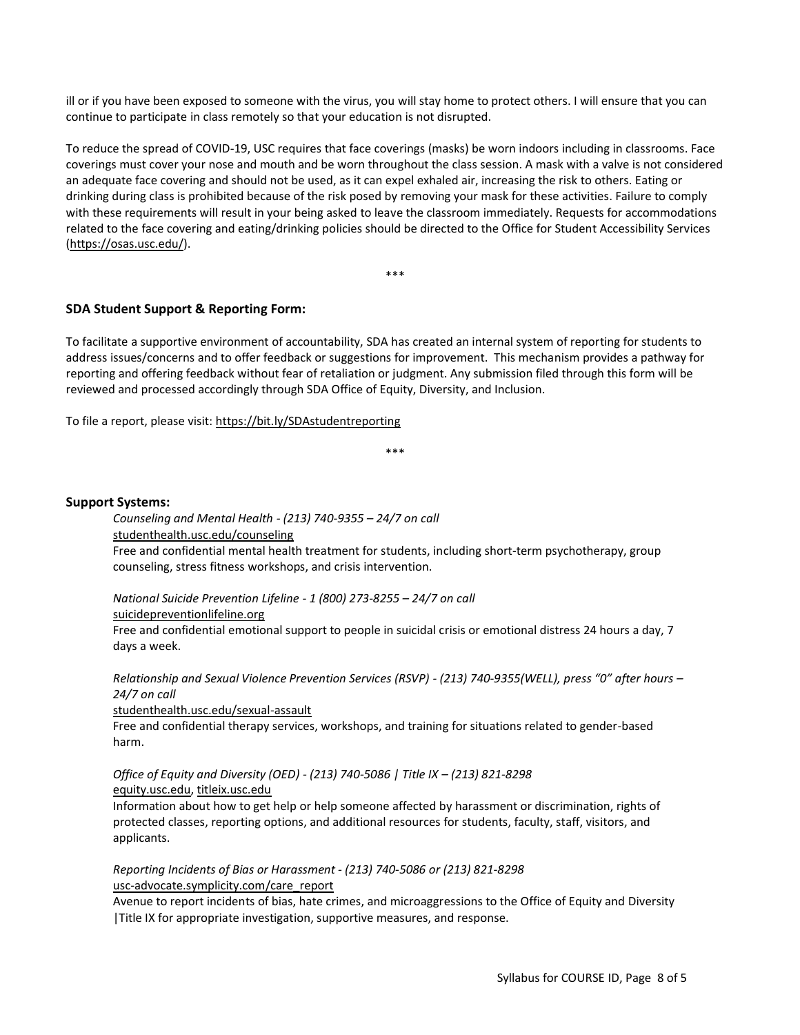ill or if you have been exposed to someone with the virus, you will stay home to protect others. I will ensure that you can continue to participate in class remotely so that your education is not disrupted.

To reduce the spread of COVID-19, USC requires that face coverings (masks) be worn indoors including in classrooms. Face coverings must cover your nose and mouth and be worn throughout the class session. A mask with a valve is not considered an adequate face covering and should not be used, as it can expel exhaled air, increasing the risk to others. Eating or drinking during class is prohibited because of the risk posed by removing your mask for these activities. Failure to comply with these requirements will result in your being asked to leave the classroom immediately. Requests for accommodations related to the face covering and eating/drinking policies should be directed to the Office for Student Accessibility Services (https://osas.usc.edu/).

\*\*\*

### SDA Student Support & Reporting Form:

To facilitate a supportive environment of accountability, SDA has created an internal system of reporting for students to address issues/concerns and to offer feedback or suggestions for improvement. This mechanism provides a pathway for reporting and offering feedback without fear of retaliation or judgment. Any submission filed through this form will be reviewed and processed accordingly through SDA Office of Equity, Diversity, and Inclusion.

To file a report, please visit: https://bit.ly/SDAstudentreporting

\*\*\*

### Support Systems:

*Counseling and Mental Health - (213) 740-9355 – 24/7 on call*
studenthealth.usc.edu/counseling
Free and confidential mental health treatment for students, including short-term psychotherapy, group counseling, stress fitness workshops, and crisis intervention.

*National Suicide Prevention Lifeline - 1 (800) 273-8255 – 24/7 on call*
suicidepreventionlifeline.org
Free and confidential emotional support to people in suicidal crisis or emotional distress 24 hours a day, 7 days a week.

*Relationship and Sexual Violence Prevention Services (RSVP) - (213) 740-9355(WELL), press "0" after hours – 24/7 on call*
studenthealth.usc.edu/sexual-assault
Free and confidential therapy services, workshops, and training for situations related to gender-based harm.

*Office of Equity and Diversity (OED) - (213) 740-5086 | Title IX – (213) 821-8298*
equity.usc.edu, titleix.usc.edu
Information about how to get help or help someone affected by harassment or discrimination, rights of protected classes, reporting options, and additional resources for students, faculty, staff, visitors, and applicants.

*Reporting Incidents of Bias or Harassment - (213) 740-5086 or (213) 821-8298*
usc-advocate.symplicity.com/care_report
Avenue to report incidents of bias, hate crimes, and microaggressions to the Office of Equity and Diversity |Title IX for appropriate investigation, supportive measures, and response.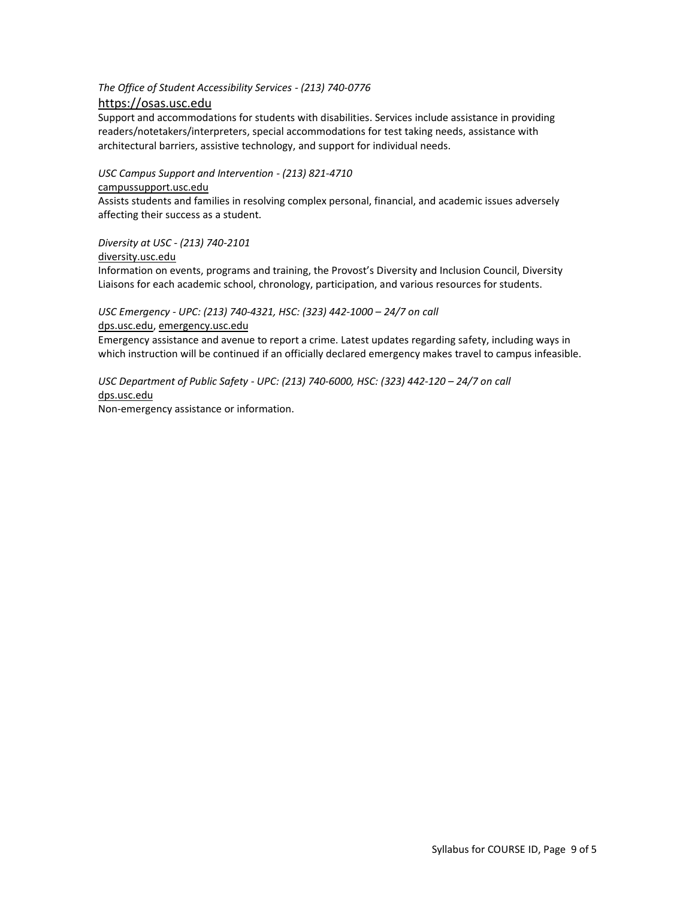*The Office of Student Accessibility Services - (213) 740-0776*

https://osas.usc.edu

Support and accommodations for students with disabilities. Services include assistance in providing readers/notetakers/interpreters, special accommodations for test taking needs, assistance with architectural barriers, assistive technology, and support for individual needs.

*USC Campus Support and Intervention - (213) 821-4710*

campussupport.usc.edu

Assists students and families in resolving complex personal, financial, and academic issues adversely affecting their success as a student.

*Diversity at USC - (213) 740-2101*

diversity.usc.edu

Information on events, programs and training, the Provost's Diversity and Inclusion Council, Diversity Liaisons for each academic school, chronology, participation, and various resources for students.

*USC Emergency - UPC: (213) 740-4321, HSC: (323) 442-1000 – 24/7 on call*

dps.usc.edu, emergency.usc.edu

Emergency assistance and avenue to report a crime. Latest updates regarding safety, including ways in which instruction will be continued if an officially declared emergency makes travel to campus infeasible.

*USC Department of Public Safety - UPC: (213) 740-6000, HSC: (323) 442-120 – 24/7 on call*

dps.usc.edu

Non-emergency assistance or information.